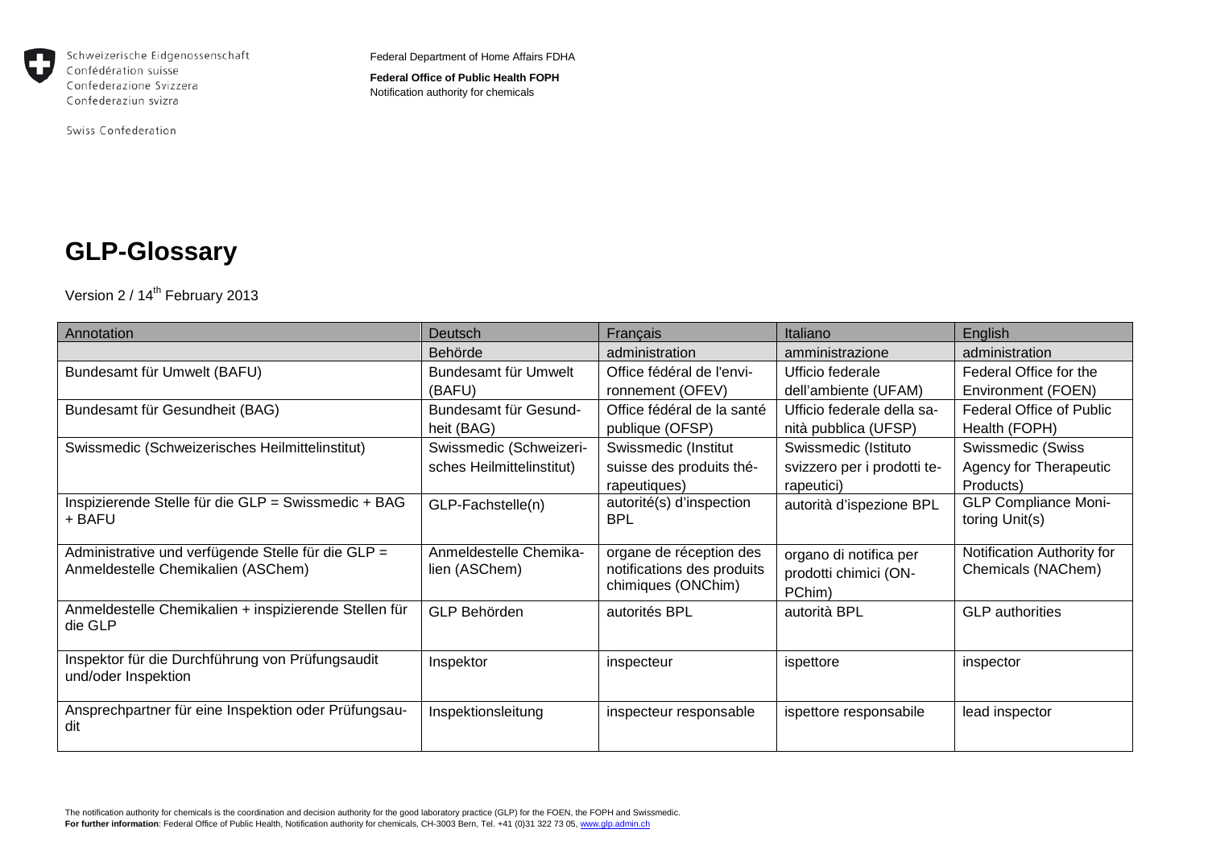Schweizerische Eidgenossenschaft
Confédération suisse
Confederazione Svizzera
Confederaziun svizra

Swiss Confederation

Federal Department of Home Affairs FDHA

**Federal Office of Public Health FOPH**
Notification authority for chemicals

# GLP-Glossary

Version 2 / 14th February 2013

| Annotation | Deutsch | Français | Italiano | English |
|---|---|---|---|---|
| | Behörde | administration | amministrazione | administration |
| Bundesamt für Umwelt (BAFU) | Bundesamt für Umwelt (BAFU) | Office fédéral de l'environnement (OFEV) | Ufficio federale dell'ambiente (UFAM) | Federal Office for the Environment (FOEN) |
| Bundesamt für Gesundheit (BAG) | Bundesamt für Gesundheit (BAG) | Office fédéral de la santé publique (OFSP) | Ufficio federale della sanità pubblica (UFSP) | Federal Office of Public Health (FOPH) |
| Swissmedic (Schweizerisches Heilmittelinstitut) | Swissmedic (Schweizerisches Heilmittelinstitut) | Swissmedic (Institut suisse des produits thérapeutiques) | Swissmedic (Istituto svizzero per i prodotti terapeutici) | Swissmedic (Swiss Agency for Therapeutic Products) |
| Inspizierende Stelle für die GLP = Swissmedic + BAG + BAFU | GLP-Fachstelle(n) | autorité(s) d'inspection BPL | autorità d'ispezione BPL | GLP Compliance Monitoring Unit(s) |
| Administrative und verfügende Stelle für die GLP = Anmeldestelle Chemikalien (ASChem) | Anmeldestelle Chemikalien (ASChem) | organe de réception des notifications des produits chimiques (ONChim) | organo di notifica per prodotti chimici (ONPChim) | Notification Authority for Chemicals (NAChem) |
| Anmeldestelle Chemikalien + inspizierende Stellen für die GLP | GLP Behörden | autorités BPL | autorità BPL | GLP authorities |
| Inspektor für die Durchführung von Prüfungsaudit und/oder Inspektion | Inspektor | inspecteur | ispettore | inspector |
| Ansprechpartner für eine Inspektion oder Prüfungsaudit | Inspektionsleitung | inspecteur responsable | ispettore responsabile | lead inspector |

The notification authority for chemicals is the coordination and decision authority for the good laboratory practice (GLP) for the FOEN, the FOPH and Swissmedic.
**For further information**: Federal Office of Public Health, Notification authority for chemicals, CH-3003 Bern, Tel. +41 (0)31 322 73 05, www.glp.admin.ch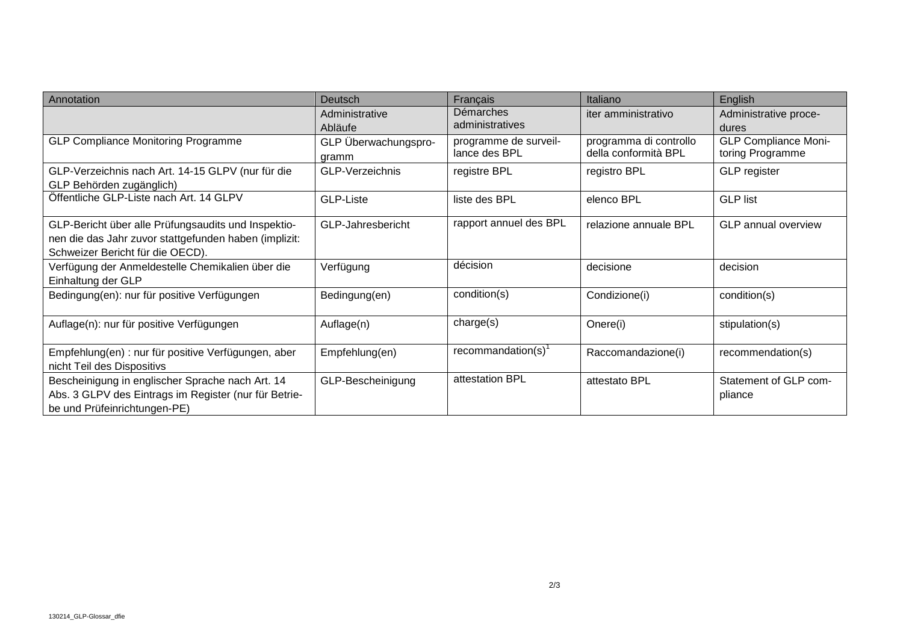| Annotation | Deutsch | Français | Italiano | English |
|---|---|---|---|---|
| | Administrative Abläufe | Démarches administratives | iter amministrativo | Administrative procedures |
| GLP Compliance Monitoring Programme | GLP Überwachungsprogramm | programme de surveillance des BPL | programma di controllo della conformità BPL | GLP Compliance Monitoring Programme |
| GLP-Verzeichnis nach Art. 14-15 GLPV (nur für die GLP Behörden zugänglich) | GLP-Verzeichnis | registre BPL | registro BPL | GLP register |
| Öffentliche GLP-Liste nach Art. 14 GLPV | GLP-Liste | liste des BPL | elenco BPL | GLP list |
| GLP-Bericht über alle Prüfungsaudits und Inspektionen die das Jahr zuvor stattgefunden haben (implizit: Schweizer Bericht für die OECD). | GLP-Jahresbericht | rapport annuel des BPL | relazione annuale BPL | GLP annual overview |
| Verfügung der Anmeldestelle Chemikalien über die Einhaltung der GLP | Verfügung | décision | decisione | decision |
| Bedingung(en): nur für positive Verfügungen | Bedingung(en) | condition(s) | Condizione(i) | condition(s) |
| Auflage(n): nur für positive Verfügungen | Auflage(n) | charge(s) | Onere(i) | stipulation(s) |
| Empfehlung(en) : nur für positive Verfügungen, aber nicht Teil des Dispositivs | Empfehlung(en) | recommandation(s)[1] | Raccomandazione(i) | recommendation(s) |
| Bescheinigung in englischer Sprache nach Art. 14 Abs. 3 GLPV des Eintrags im Register (nur für Betriebe und Prüfeinrichtungen-PE) | GLP-Bescheinigung | attestation BPL | attestato BPL | Statement of GLP compliance |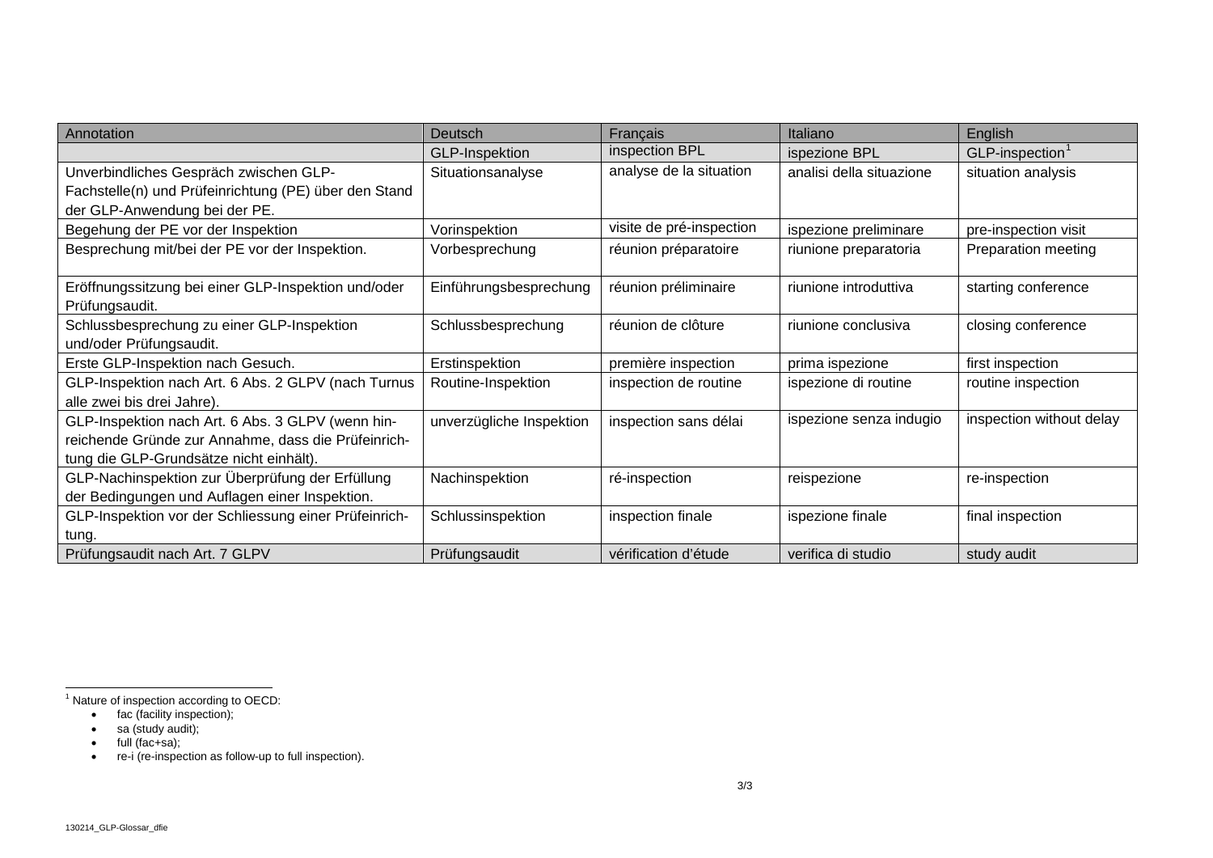| Annotation | Deutsch | Français | Italiano | English |
| --- | --- | --- | --- | --- |
| | GLP-Inspektion | inspection BPL | ispezione BPL | GLP-inspection[1] |
| Unverbindliches Gespräch zwischen GLP-Fachstelle(n) und Prüfeinrichtung (PE) über den Stand der GLP-Anwendung bei der PE. | Situationsanalyse | analyse de la situation | analisi della situazione | situation analysis |
| Begehung der PE vor der Inspektion | Vorinspektion | visite de pré-inspection | ispezione preliminare | pre-inspection visit |
| Besprechung mit/bei der PE vor der Inspektion. | Vorbesprechung | réunion préparatoire | riunione preparatoria | Preparation meeting |
| Eröffnungssitzung bei einer GLP-Inspektion und/oder Prüfungsaudit. | Einführungsbesprechung | réunion préliminaire | riunione introduttiva | starting conference |
| Schlussbesprechung zu einer GLP-Inspektion und/oder Prüfungsaudit. | Schlussbesprechung | réunion de clôture | riunione conclusiva | closing conference |
| Erste GLP-Inspektion nach Gesuch. | Erstinspektion | première inspection | prima ispezione | first inspection |
| GLP-Inspektion nach Art. 6 Abs. 2 GLPV (nach Turnus alle zwei bis drei Jahre). | Routine-Inspektion | inspection de routine | ispezione di routine | routine inspection |
| GLP-Inspektion nach Art. 6 Abs. 3 GLPV (wenn hinreichende Gründe zur Annahme, dass die Prüfeinrichtung die GLP-Grundsätze nicht einhält). | unverzügliche Inspektion | inspection sans délai | ispezione senza indugio | inspection without delay |
| GLP-Nachinspektion zur Überprüfung der Erfüllung der Bedingungen und Auflagen einer Inspektion. | Nachinspektion | ré-inspection | reispezione | re-inspection |
| GLP-Inspektion vor der Schliessung einer Prüfeinrichtung. | Schlussinspektion | inspection finale | ispezione finale | final inspection |
| Prüfungsaudit nach Art. 7 GLPV | Prüfungsaudit | vérification d'étude | verifica di studio | study audit |

[1] Nature of inspection according to OECD:

- fac (facility inspection);
- sa (study audit);
- full (fac+sa);
- re-i (re-inspection as follow-up to full inspection).

130214_GLP-Glossar_dfie